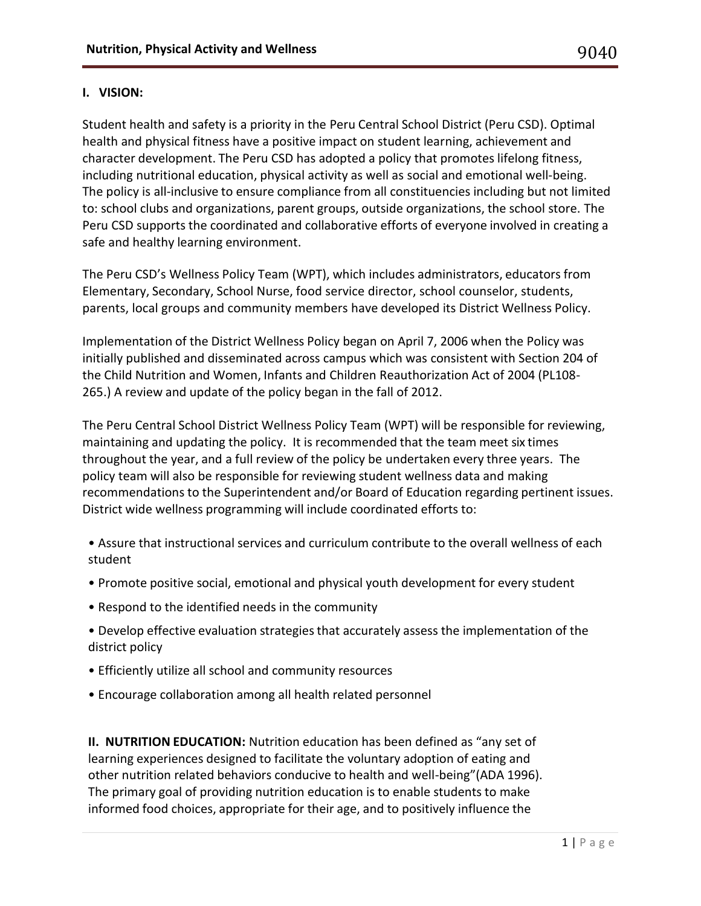## I. VISION:

Student health and safety is a priority in the Peru Central School District (Peru CSD). Optimal health and physical fitness have a positive impact on student learning, achievement and character development. The Peru CSD has adopted a policy that promotes lifelong fitness, including nutritional education, physical activity as well as social and emotional well-being. The policy is all-inclusive to ensure compliance from all constituencies including but not limited to: school clubs and organizations, parent groups, outside organizations, the school store. The Peru CSD supports the coordinated and collaborative efforts of everyone involved in creating a safe and healthy learning environment.

The Peru CSD's Wellness Policy Team (WPT), which includes administrators, educators from Elementary, Secondary, School Nurse, food service director, school counselor, students, parents, local groups and community members have developed its District Wellness Policy.

Implementation of the District Wellness Policy began on April 7, 2006 when the Policy was initially published and disseminated across campus which was consistent with Section 204 of the Child Nutrition and Women, Infants and Children Reauthorization Act of 2004 (PL108-265.) A review and update of the policy began in the fall of 2012.

The Peru Central School District Wellness Policy Team (WPT) will be responsible for reviewing, maintaining and updating the policy. It is recommended that the team meet six times throughout the year, and a full review of the policy be undertaken every three years. The policy team will also be responsible for reviewing student wellness data and making recommendations to the Superintendent and/or Board of Education regarding pertinent issues. District wide wellness programming will include coordinated efforts to:

- Assure that instructional services and curriculum contribute to the overall wellness of each student
- Promote positive social, emotional and physical youth development for every student
- Respond to the identified needs in the community
- Develop effective evaluation strategies that accurately assess the implementation of the district policy
- Efficiently utilize all school and community resources
- Encourage collaboration among all health related personnel

**II. NUTRITION EDUCATION:** Nutrition education has been defined as "any set of learning experiences designed to facilitate the voluntary adoption of eating and other nutrition related behaviors conducive to health and well-being"(ADA 1996). The primary goal of providing nutrition education is to enable students to make informed food choices, appropriate for their age, and to positively influence the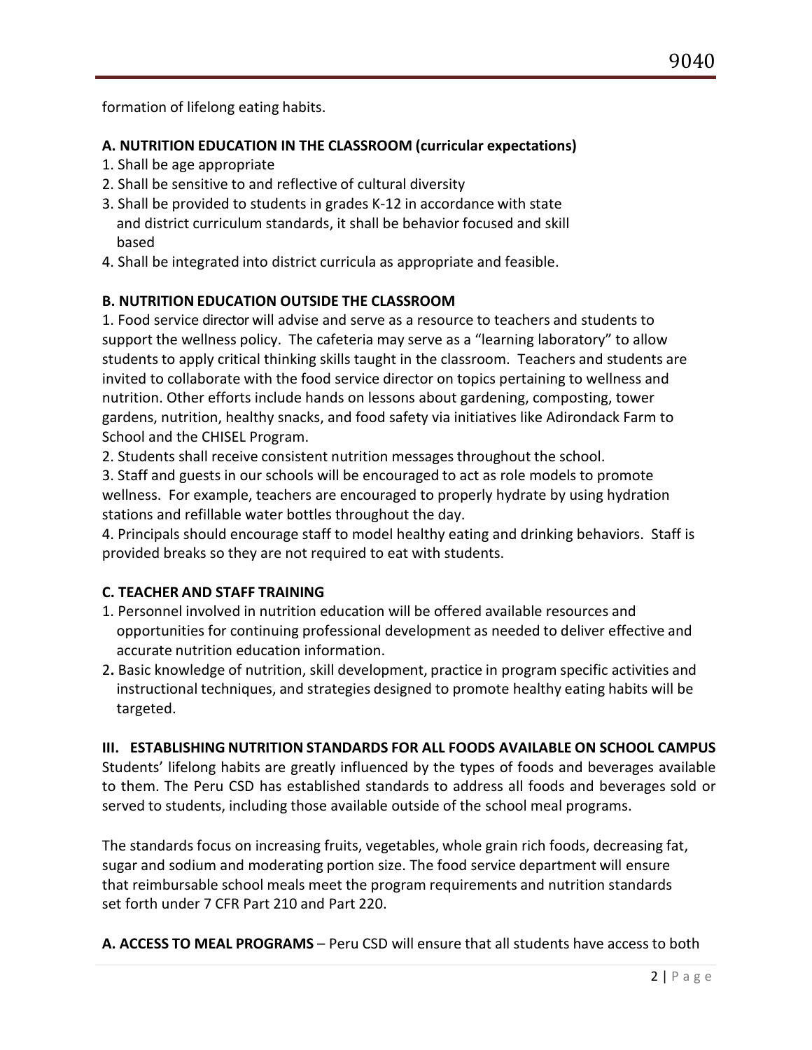formation of lifelong eating habits.

**A. NUTRITION EDUCATION IN THE CLASSROOM (curricular expectations)**

1. Shall be age appropriate
2. Shall be sensitive to and reflective of cultural diversity
3. Shall be provided to students in grades K-12 in accordance with state and district curriculum standards, it shall be behavior focused and skill based
4. Shall be integrated into district curricula as appropriate and feasible.

**B. NUTRITION EDUCATION OUTSIDE THE CLASSROOM**

1. Food service director will advise and serve as a resource to teachers and students to support the wellness policy. The cafeteria may serve as a "learning laboratory" to allow students to apply critical thinking skills taught in the classroom. Teachers and students are invited to collaborate with the food service director on topics pertaining to wellness and nutrition. Other efforts include hands on lessons about gardening, composting, tower gardens, nutrition, healthy snacks, and food safety via initiatives like Adirondack Farm to School and the CHISEL Program.
2. Students shall receive consistent nutrition messages throughout the school.
3. Staff and guests in our schools will be encouraged to act as role models to promote wellness. For example, teachers are encouraged to properly hydrate by using hydration stations and refillable water bottles throughout the day.
4. Principals should encourage staff to model healthy eating and drinking behaviors. Staff is provided breaks so they are not required to eat with students.

**C. TEACHER AND STAFF TRAINING**

1. Personnel involved in nutrition education will be offered available resources and opportunities for continuing professional development as needed to deliver effective and accurate nutrition education information.
2. Basic knowledge of nutrition, skill development, practice in program specific activities and instructional techniques, and strategies designed to promote healthy eating habits will be targeted.

**III. ESTABLISHING NUTRITION STANDARDS FOR ALL FOODS AVAILABLE ON SCHOOL CAMPUS**

Students' lifelong habits are greatly influenced by the types of foods and beverages available to them. The Peru CSD has established standards to address all foods and beverages sold or served to students, including those available outside of the school meal programs.

The standards focus on increasing fruits, vegetables, whole grain rich foods, decreasing fat, sugar and sodium and moderating portion size. The food service department will ensure that reimbursable school meals meet the program requirements and nutrition standards set forth under 7 CFR Part 210 and Part 220.

**A. ACCESS TO MEAL PROGRAMS** – Peru CSD will ensure that all students have access to both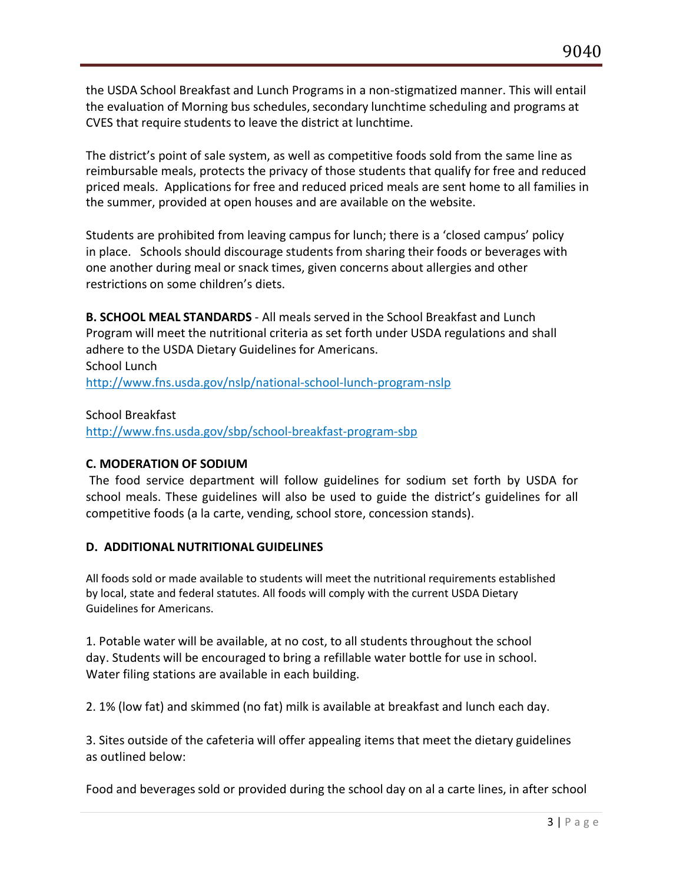the USDA School Breakfast and Lunch Programs in a non-stigmatized manner. This will entail the evaluation of Morning bus schedules, secondary lunchtime scheduling and programs at CVES that require students to leave the district at lunchtime.

The district's point of sale system, as well as competitive foods sold from the same line as reimbursable meals, protects the privacy of those students that qualify for free and reduced priced meals. Applications for free and reduced priced meals are sent home to all families in the summer, provided at open houses and are available on the website.

Students are prohibited from leaving campus for lunch; there is a 'closed campus' policy in place. Schools should discourage students from sharing their foods or beverages with one another during meal or snack times, given concerns about allergies and other restrictions on some children's diets.

**B. SCHOOL MEAL STANDARDS** - All meals served in the School Breakfast and Lunch Program will meet the nutritional criteria as set forth under USDA regulations and shall adhere to the USDA Dietary Guidelines for Americans.
School Lunch
http://www.fns.usda.gov/nslp/national-school-lunch-program-nslp

School Breakfast
http://www.fns.usda.gov/sbp/school-breakfast-program-sbp

**C. MODERATION OF SODIUM**

The food service department will follow guidelines for sodium set forth by USDA for school meals. These guidelines will also be used to guide the district's guidelines for all competitive foods (a la carte, vending, school store, concession stands).

**D. ADDITIONAL NUTRITIONAL GUIDELINES**

All foods sold or made available to students will meet the nutritional requirements established by local, state and federal statutes. All foods will comply with the current USDA Dietary Guidelines for Americans.

1. Potable water will be available, at no cost, to all students throughout the school day. Students will be encouraged to bring a refillable water bottle for use in school. Water filing stations are available in each building.

2. 1% (low fat) and skimmed (no fat) milk is available at breakfast and lunch each day.

3. Sites outside of the cafeteria will offer appealing items that meet the dietary guidelines as outlined below:

Food and beverages sold or provided during the school day on al a carte lines, in after school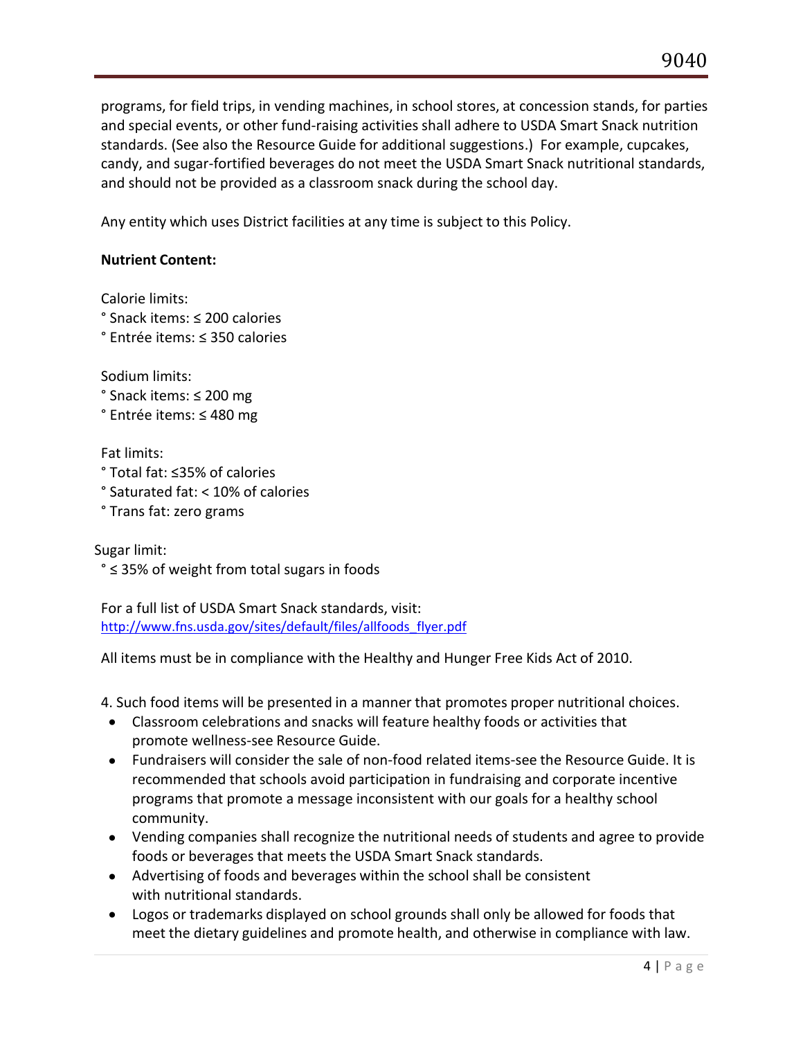programs, for field trips, in vending machines, in school stores, at concession stands, for parties and special events, or other fund-raising activities shall adhere to USDA Smart Snack nutrition standards. (See also the Resource Guide for additional suggestions.) For example, cupcakes, candy, and sugar-fortified beverages do not meet the USDA Smart Snack nutritional standards, and should not be provided as a classroom snack during the school day.

Any entity which uses District facilities at any time is subject to this Policy.

**Nutrient Content:**

Calorie limits:
° Snack items: ≤ 200 calories
° Entrée items: ≤ 350 calories

Sodium limits:
° Snack items: ≤ 200 mg
° Entrée items: ≤ 480 mg

Fat limits:
° Total fat: ≤35% of calories
° Saturated fat: < 10% of calories
° Trans fat: zero grams

Sugar limit:
° ≤ 35% of weight from total sugars in foods

For a full list of USDA Smart Snack standards, visit:
http://www.fns.usda.gov/sites/default/files/allfoods_flyer.pdf

All items must be in compliance with the Healthy and Hunger Free Kids Act of 2010.

4. Such food items will be presented in a manner that promotes proper nutritional choices.

- Classroom celebrations and snacks will feature healthy foods or activities that promote wellness-see Resource Guide.
- Fundraisers will consider the sale of non-food related items-see the Resource Guide. It is recommended that schools avoid participation in fundraising and corporate incentive programs that promote a message inconsistent with our goals for a healthy school community.
- Vending companies shall recognize the nutritional needs of students and agree to provide foods or beverages that meets the USDA Smart Snack standards.
- Advertising of foods and beverages within the school shall be consistent with nutritional standards.
- Logos or trademarks displayed on school grounds shall only be allowed for foods that meet the dietary guidelines and promote health, and otherwise in compliance with law.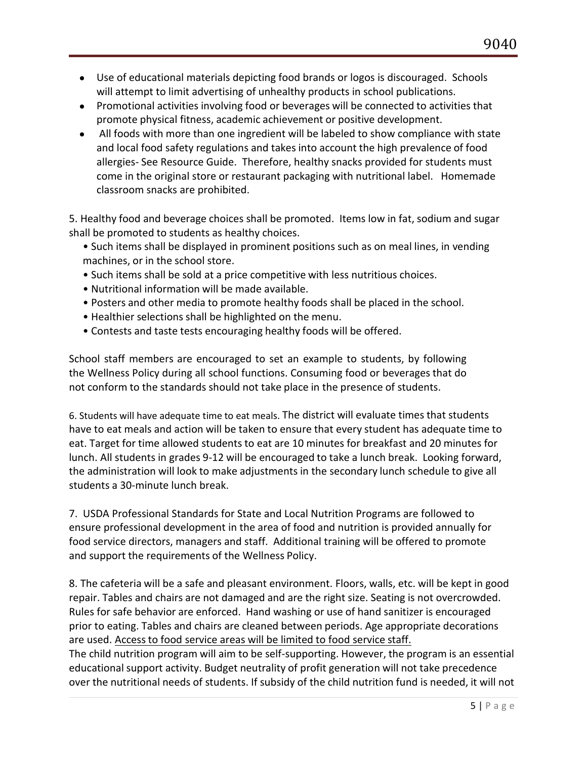- Use of educational materials depicting food brands or logos is discouraged. Schools will attempt to limit advertising of unhealthy products in school publications.
- Promotional activities involving food or beverages will be connected to activities that promote physical fitness, academic achievement or positive development.
- All foods with more than one ingredient will be labeled to show compliance with state and local food safety regulations and takes into account the high prevalence of food allergies- See Resource Guide. Therefore, healthy snacks provided for students must come in the original store or restaurant packaging with nutritional label. Homemade classroom snacks are prohibited.

5. Healthy food and beverage choices shall be promoted. Items low in fat, sodium and sugar shall be promoted to students as healthy choices.

- Such items shall be displayed in prominent positions such as on meal lines, in vending machines, or in the school store.
- Such items shall be sold at a price competitive with less nutritious choices.
- Nutritional information will be made available.
- Posters and other media to promote healthy foods shall be placed in the school.
- Healthier selections shall be highlighted on the menu.
- Contests and taste tests encouraging healthy foods will be offered.

School staff members are encouraged to set an example to students, by following the Wellness Policy during all school functions. Consuming food or beverages that do not conform to the standards should not take place in the presence of students.

6. Students will have adequate time to eat meals. The district will evaluate times that students have to eat meals and action will be taken to ensure that every student has adequate time to eat. Target for time allowed students to eat are 10 minutes for breakfast and 20 minutes for lunch. All students in grades 9-12 will be encouraged to take a lunch break. Looking forward, the administration will look to make adjustments in the secondary lunch schedule to give all students a 30-minute lunch break.

7. USDA Professional Standards for State and Local Nutrition Programs are followed to ensure professional development in the area of food and nutrition is provided annually for food service directors, managers and staff. Additional training will be offered to promote and support the requirements of the Wellness Policy.

8. The cafeteria will be a safe and pleasant environment. Floors, walls, etc. will be kept in good repair. Tables and chairs are not damaged and are the right size. Seating is not overcrowded. Rules for safe behavior are enforced. Hand washing or use of hand sanitizer is encouraged prior to eating. Tables and chairs are cleaned between periods. Age appropriate decorations are used. <u>Access to food service areas will be limited to food service staff.</u>
The child nutrition program will aim to be self-supporting. However, the program is an essential educational support activity. Budget neutrality of profit generation will not take precedence over the nutritional needs of students. If subsidy of the child nutrition fund is needed, it will not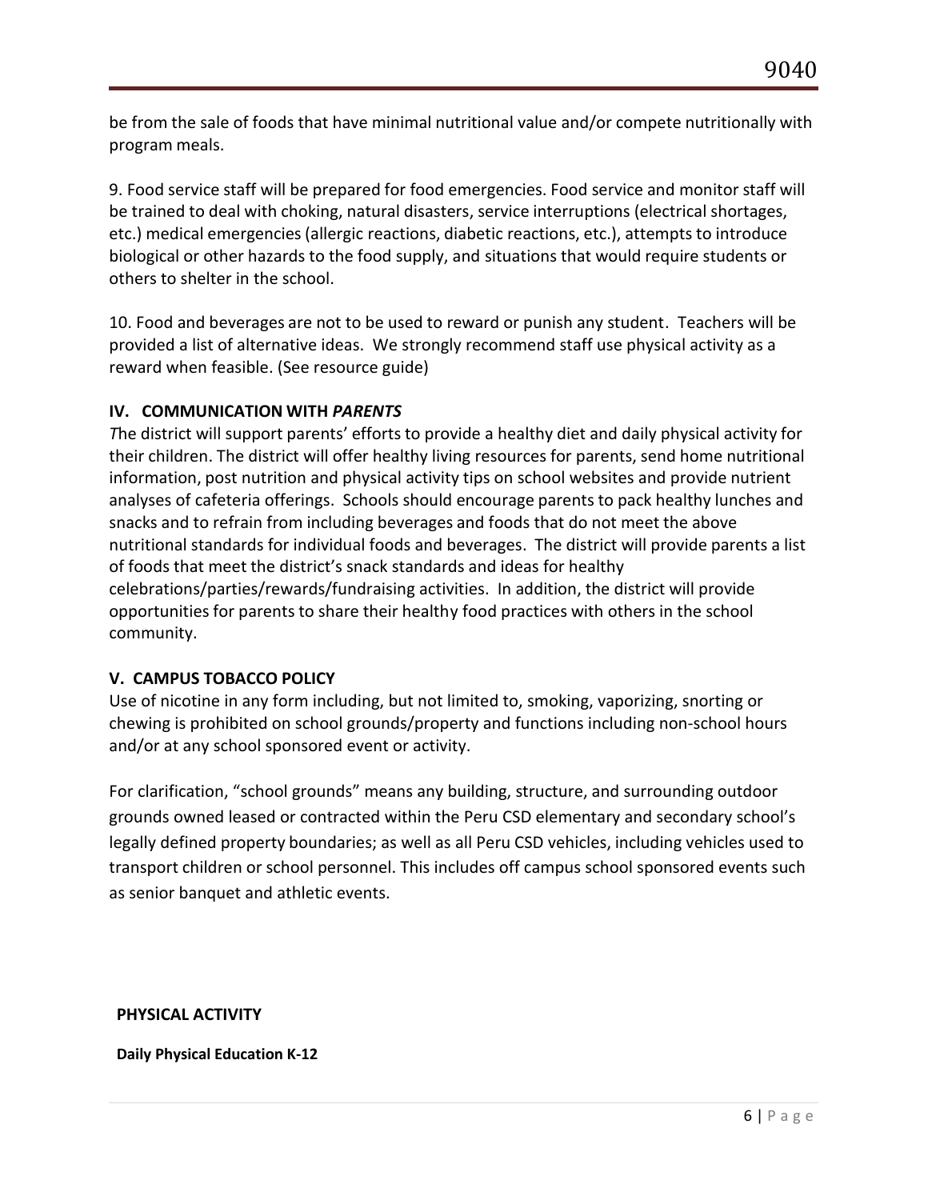be from the sale of foods that have minimal nutritional value and/or compete nutritionally with program meals.

9. Food service staff will be prepared for food emergencies. Food service and monitor staff will be trained to deal with choking, natural disasters, service interruptions (electrical shortages, etc.) medical emergencies (allergic reactions, diabetic reactions, etc.), attempts to introduce biological or other hazards to the food supply, and situations that would require students or others to shelter in the school.

10. Food and beverages are not to be used to reward or punish any student. Teachers will be provided a list of alternative ideas. We strongly recommend staff use physical activity as a reward when feasible. (See resource guide)

### IV. COMMUNICATION WITH *PARENTS*

*T*he district will support parents' efforts to provide a healthy diet and daily physical activity for their children. The district will offer healthy living resources for parents, send home nutritional information, post nutrition and physical activity tips on school websites and provide nutrient analyses of cafeteria offerings. Schools should encourage parents to pack healthy lunches and snacks and to refrain from including beverages and foods that do not meet the above nutritional standards for individual foods and beverages. The district will provide parents a list of foods that meet the district's snack standards and ideas for healthy celebrations/parties/rewards/fundraising activities. In addition, the district will provide opportunities for parents to share their healthy food practices with others in the school community.

### V. CAMPUS TOBACCO POLICY

Use of nicotine in any form including, but not limited to, smoking, vaporizing, snorting or chewing is prohibited on school grounds/property and functions including non-school hours and/or at any school sponsored event or activity.

For clarification, "school grounds" means any building, structure, and surrounding outdoor grounds owned leased or contracted within the Peru CSD elementary and secondary school's legally defined property boundaries; as well as all Peru CSD vehicles, including vehicles used to transport children or school personnel. This includes off campus school sponsored events such as senior banquet and athletic events.

## PHYSICAL ACTIVITY

**Daily Physical Education K-12**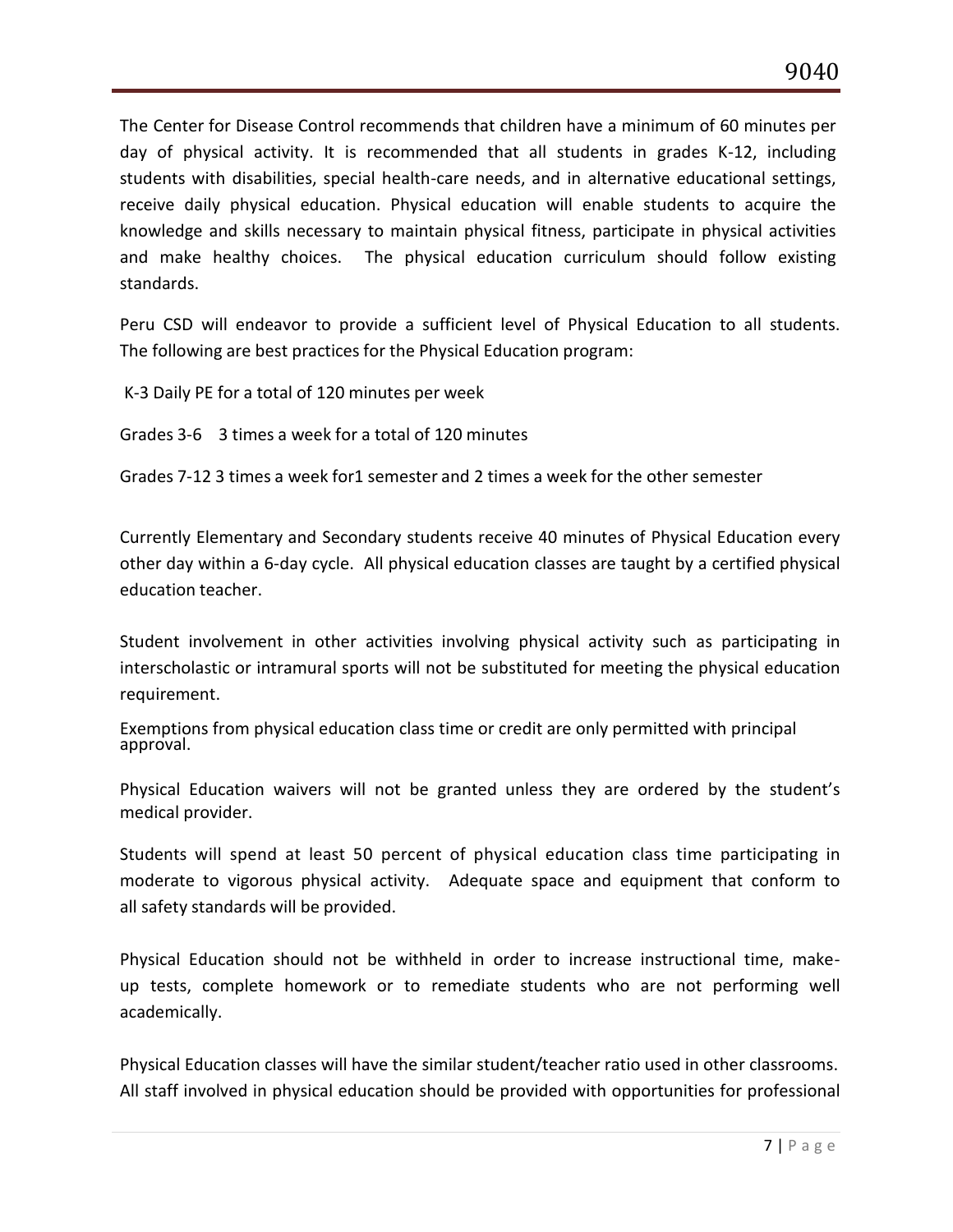The Center for Disease Control recommends that children have a minimum of 60 minutes per day of physical activity. It is recommended that all students in grades K-12, including students with disabilities, special health-care needs, and in alternative educational settings, receive daily physical education. Physical education will enable students to acquire the knowledge and skills necessary to maintain physical fitness, participate in physical activities and make healthy choices. The physical education curriculum should follow existing standards.

Peru CSD will endeavor to provide a sufficient level of Physical Education to all students. The following are best practices for the Physical Education program:

K-3 Daily PE for a total of 120 minutes per week

Grades 3-6 3 times a week for a total of 120 minutes

Grades 7-12 3 times a week for1 semester and 2 times a week for the other semester

Currently Elementary and Secondary students receive 40 minutes of Physical Education every other day within a 6-day cycle. All physical education classes are taught by a certified physical education teacher.

Student involvement in other activities involving physical activity such as participating in interscholastic or intramural sports will not be substituted for meeting the physical education requirement.

Exemptions from physical education class time or credit are only permitted with principal approval.

Physical Education waivers will not be granted unless they are ordered by the student's medical provider.

Students will spend at least 50 percent of physical education class time participating in moderate to vigorous physical activity. Adequate space and equipment that conform to all safety standards will be provided.

Physical Education should not be withheld in order to increase instructional time, make-up tests, complete homework or to remediate students who are not performing well academically.

Physical Education classes will have the similar student/teacher ratio used in other classrooms. All staff involved in physical education should be provided with opportunities for professional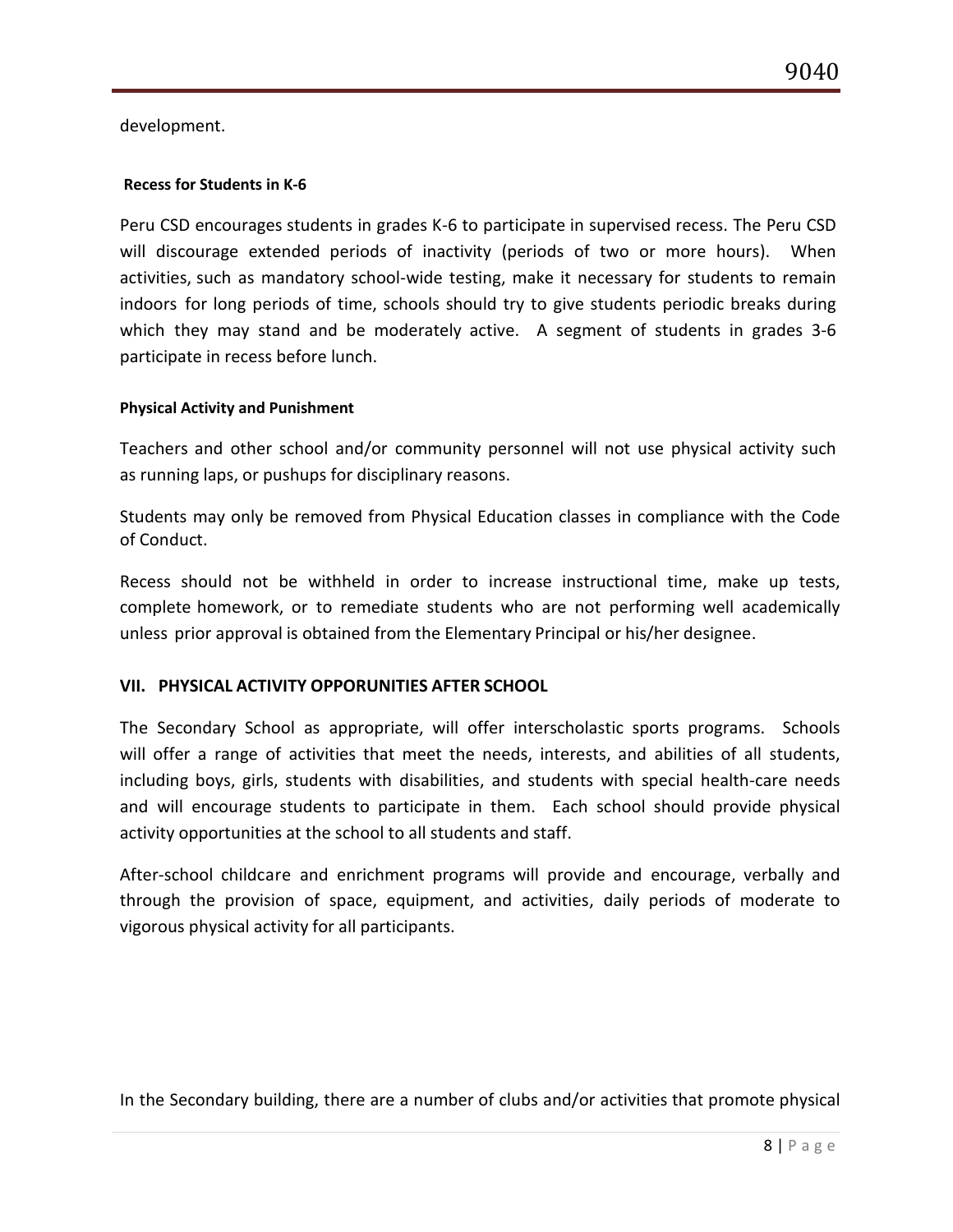development.

**Recess for Students in K-6**

Peru CSD encourages students in grades K-6 to participate in supervised recess. The Peru CSD will discourage extended periods of inactivity (periods of two or more hours). When activities, such as mandatory school-wide testing, make it necessary for students to remain indoors for long periods of time, schools should try to give students periodic breaks during which they may stand and be moderately active. A segment of students in grades 3-6 participate in recess before lunch.

**Physical Activity and Punishment**

Teachers and other school and/or community personnel will not use physical activity such as running laps, or pushups for disciplinary reasons.

Students may only be removed from Physical Education classes in compliance with the Code of Conduct.

Recess should not be withheld in order to increase instructional time, make up tests, complete homework, or to remediate students who are not performing well academically unless prior approval is obtained from the Elementary Principal or his/her designee.

## VII. PHYSICAL ACTIVITY OPPORUNITIES AFTER SCHOOL

The Secondary School as appropriate, will offer interscholastic sports programs. Schools will offer a range of activities that meet the needs, interests, and abilities of all students, including boys, girls, students with disabilities, and students with special health-care needs and will encourage students to participate in them. Each school should provide physical activity opportunities at the school to all students and staff.

After-school childcare and enrichment programs will provide and encourage, verbally and through the provision of space, equipment, and activities, daily periods of moderate to vigorous physical activity for all participants.

In the Secondary building, there are a number of clubs and/or activities that promote physical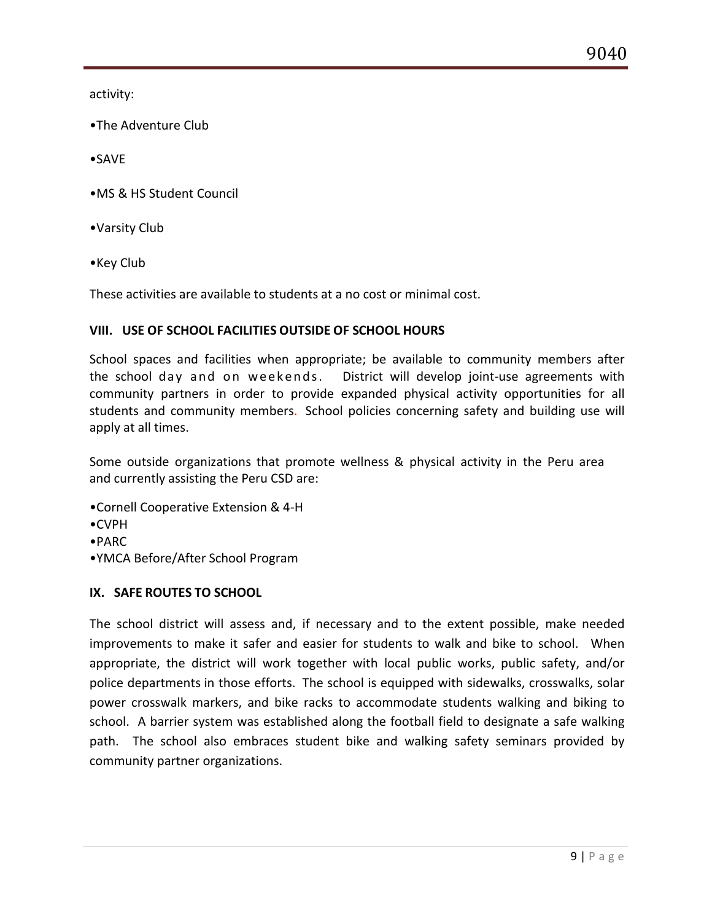activity:

•The Adventure Club

•SAVE

•MS & HS Student Council

•Varsity Club

•Key Club

These activities are available to students at a no cost or minimal cost.

### VIII. USE OF SCHOOL FACILITIES OUTSIDE OF SCHOOL HOURS

School spaces and facilities when appropriate; be available to community members after the school day and on weekends. District will develop joint-use agreements with community partners in order to provide expanded physical activity opportunities for all students and community members. School policies concerning safety and building use will apply at all times.

Some outside organizations that promote wellness & physical activity in the Peru area and currently assisting the Peru CSD are:

•Cornell Cooperative Extension & 4-H
•CVPH
•PARC
•YMCA Before/After School Program

### IX. SAFE ROUTES TO SCHOOL

The school district will assess and, if necessary and to the extent possible, make needed improvements to make it safer and easier for students to walk and bike to school. When appropriate, the district will work together with local public works, public safety, and/or police departments in those efforts. The school is equipped with sidewalks, crosswalks, solar power crosswalk markers, and bike racks to accommodate students walking and biking to school. A barrier system was established along the football field to designate a safe walking path. The school also embraces student bike and walking safety seminars provided by community partner organizations.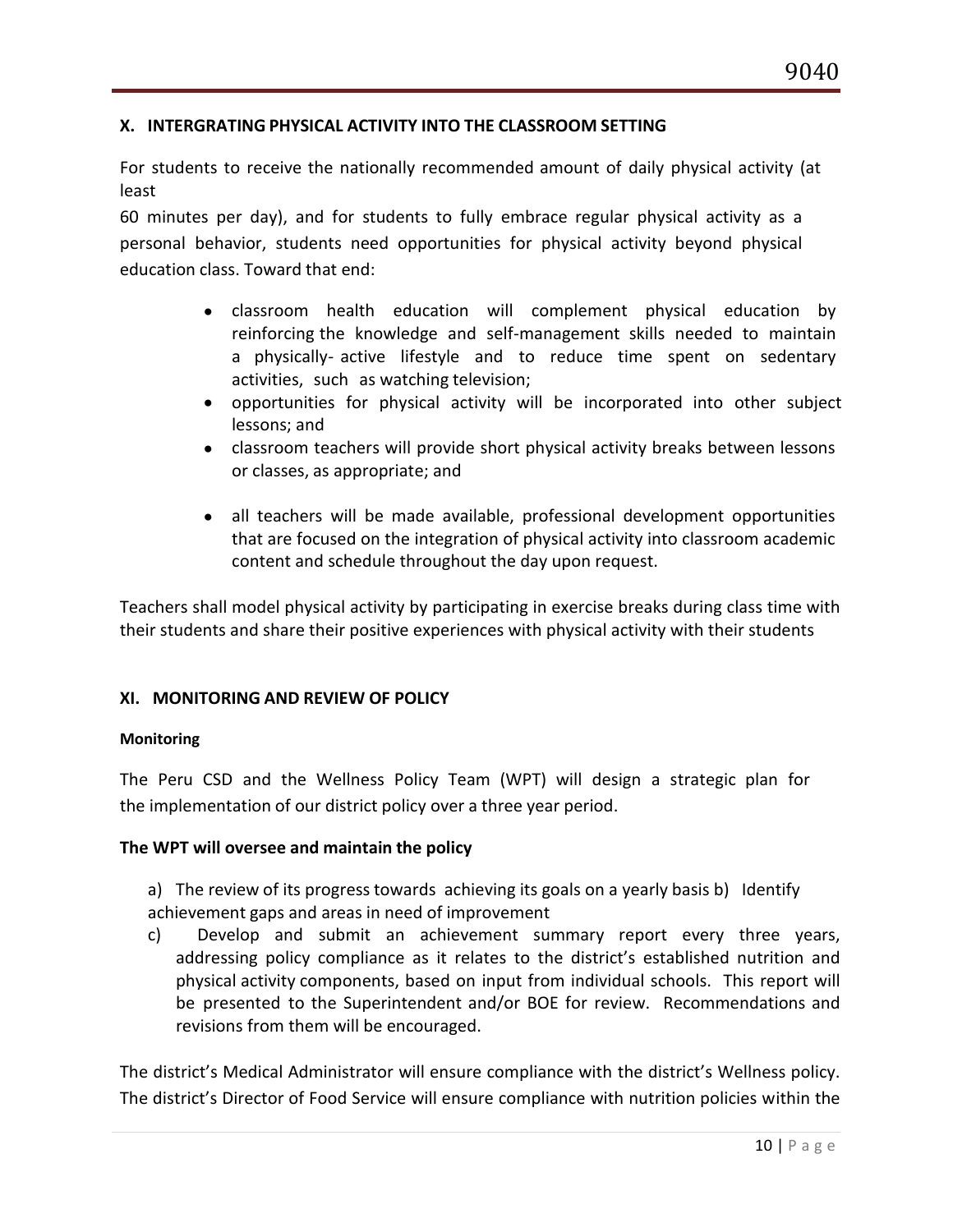## X. INTERGRATING PHYSICAL ACTIVITY INTO THE CLASSROOM SETTING

For students to receive the nationally recommended amount of daily physical activity (at least 60 minutes per day), and for students to fully embrace regular physical activity as a personal behavior, students need opportunities for physical activity beyond physical education class. Toward that end:

- classroom health education will complement physical education by reinforcing the knowledge and self-management skills needed to maintain a physically- active lifestyle and to reduce time spent on sedentary activities, such as watching television;
- opportunities for physical activity will be incorporated into other subject lessons; and
- classroom teachers will provide short physical activity breaks between lessons or classes, as appropriate; and
- all teachers will be made available, professional development opportunities that are focused on the integration of physical activity into classroom academic content and schedule throughout the day upon request.

Teachers shall model physical activity by participating in exercise breaks during class time with their students and share their positive experiences with physical activity with their students

## XI. MONITORING AND REVIEW OF POLICY

### Monitoring

The Peru CSD and the Wellness Policy Team (WPT) will design a strategic plan for the implementation of our district policy over a three year period.

**The WPT will oversee and maintain the policy**

a) The review of its progress towards achieving its goals on a yearly basis b) Identify achievement gaps and areas in need of improvement

c) Develop and submit an achievement summary report every three years, addressing policy compliance as it relates to the district's established nutrition and physical activity components, based on input from individual schools. This report will be presented to the Superintendent and/or BOE for review. Recommendations and revisions from them will be encouraged.

The district's Medical Administrator will ensure compliance with the district's Wellness policy. The district's Director of Food Service will ensure compliance with nutrition policies within the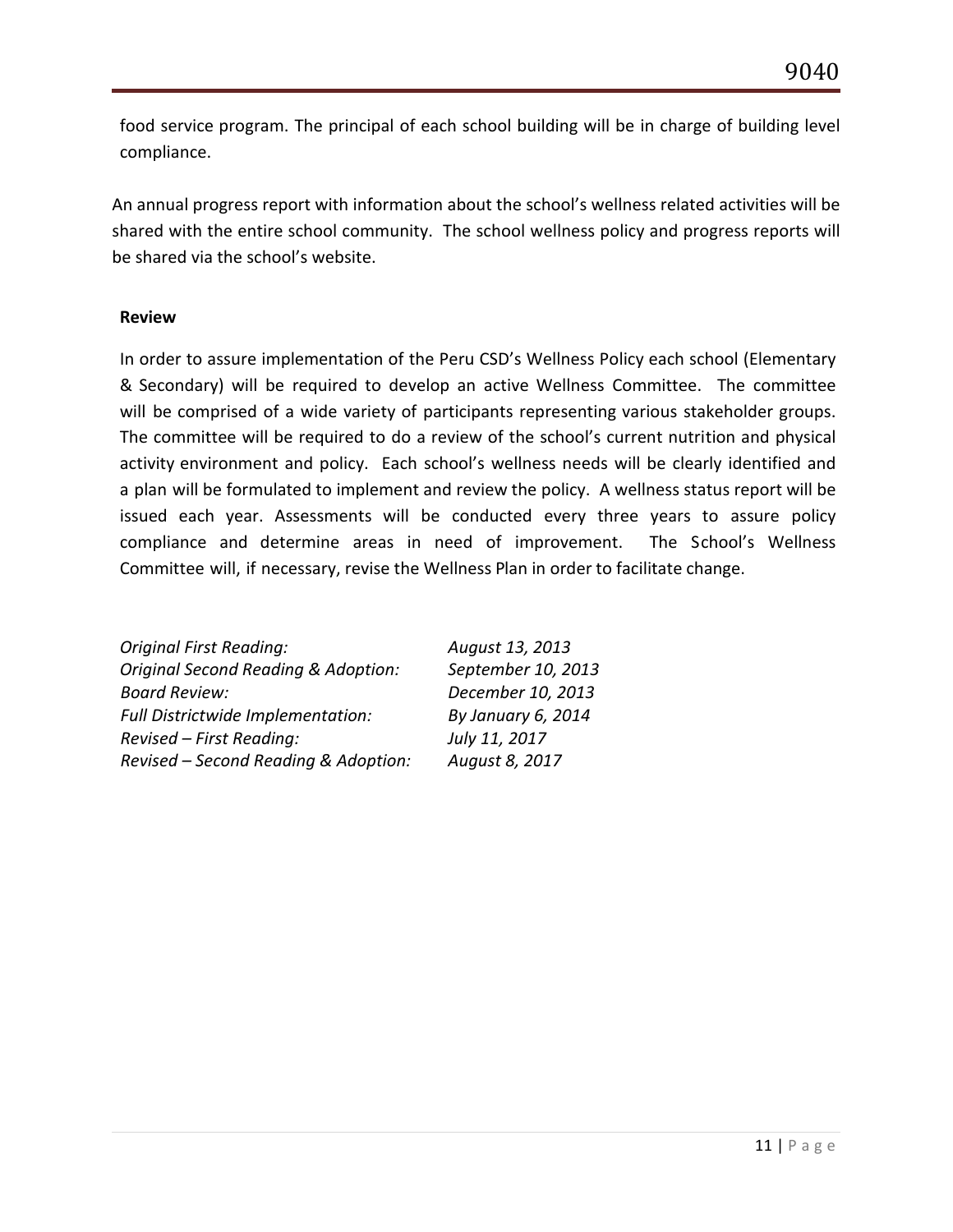food service program. The principal of each school building will be in charge of building level compliance.

An annual progress report with information about the school's wellness related activities will be shared with the entire school community. The school wellness policy and progress reports will be shared via the school's website.

**Review**

In order to assure implementation of the Peru CSD's Wellness Policy each school (Elementary & Secondary) will be required to develop an active Wellness Committee. The committee will be comprised of a wide variety of participants representing various stakeholder groups. The committee will be required to do a review of the school's current nutrition and physical activity environment and policy. Each school's wellness needs will be clearly identified and a plan will be formulated to implement and review the policy. A wellness status report will be issued each year. Assessments will be conducted every three years to assure policy compliance and determine areas in need of improvement. The School's Wellness Committee will, if necessary, revise the Wellness Plan in order to facilitate change.

| | |
|---|---|
| *Original First Reading:* | *August 13, 2013* |
| *Original Second Reading & Adoption:* | *September 10, 2013* |
| *Board Review:* | *December 10, 2013* |
| *Full Districtwide Implementation:* | *By January 6, 2014* |
| *Revised – First Reading:* | *July 11, 2017* |
| *Revised – Second Reading & Adoption:* | *August 8, 2017* |